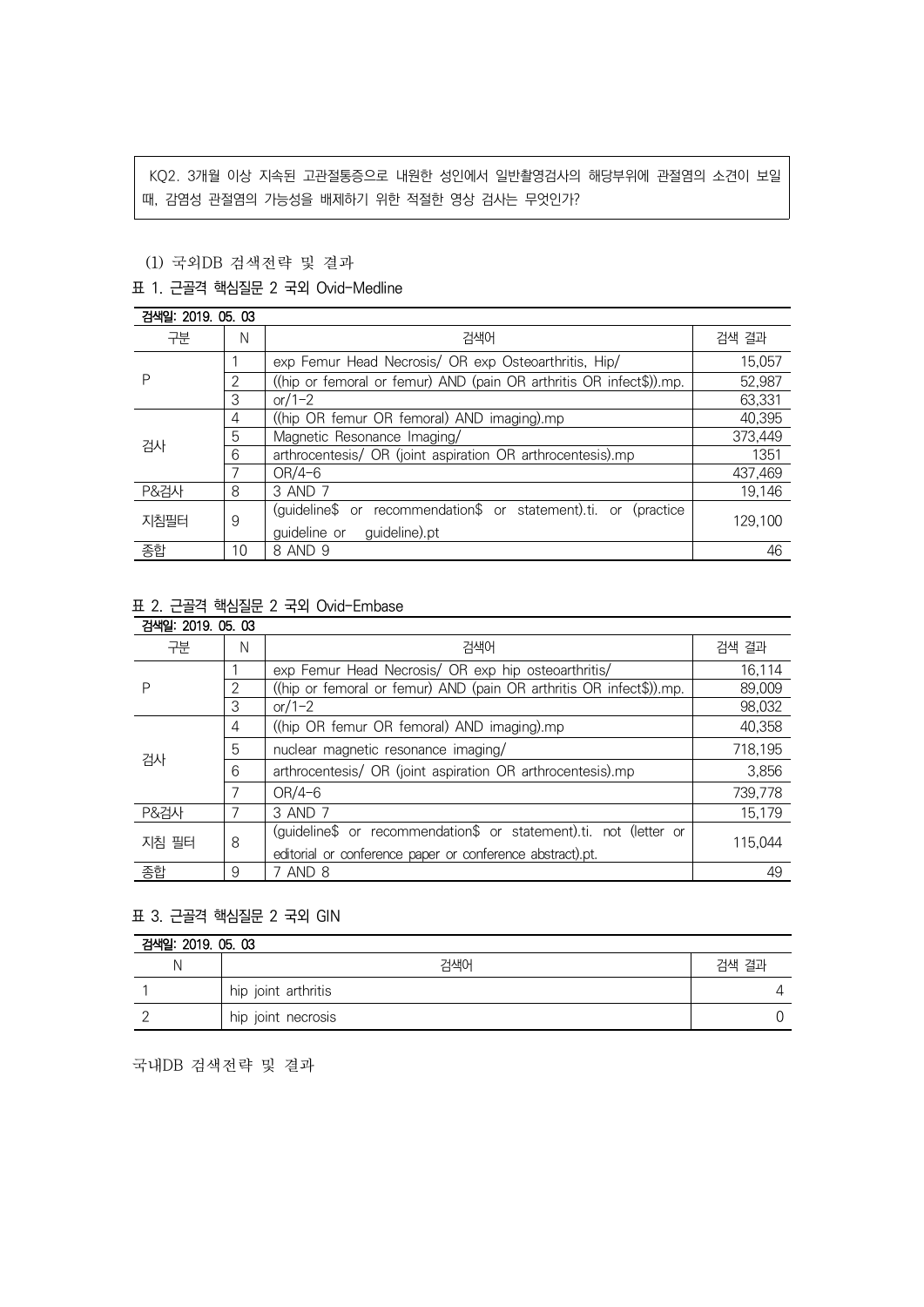KQ2. 3개월 이상 지속된 고관절통증으로 내원한 성인에서 일반촬영검사의 해당부위에 관절염의 소견이 보일 때, 감염성 관절염의 가능성을 배제하기 위한 적절한 영상 검사는 무엇인가?

(1) 국외DB 검색전략 및 결과

표 1. 근골격 핵심질문 2 국외 Ovid-Medline

| 검색일: 2019. 05. 03 | | | |
|---|---|---|---|
| 구분 | N | 검색어 | 검색 결과 |
| P | 1 | exp Femur Head Necrosis/ OR exp Osteoarthritis, Hip/ | 15,057 |
| | 2 | ((hip or femoral or femur) AND (pain OR arthritis OR infect$)).mp. | 52,987 |
| | 3 | or/1-2 | 63,331 |
| 검사 | 4 | ((hip OR femur OR femoral) AND imaging).mp | 40,395 |
| | 5 | Magnetic Resonance Imaging/ | 373,449 |
| | 6 | arthrocentesis/ OR (joint aspiration OR arthrocentesis).mp | 1351 |
| | 7 | OR/4-6 | 437,469 |
| P&검사 | 8 | 3 AND 7 | 19,146 |
| 지침필터 | 9 | (guideline$ or recommendation$ or statement).ti. or (practice guideline or guideline).pt | 129,100 |
| 종합 | 10 | 8 AND 9 | 46 |

표 2. 근골격 핵심질문 2 국외 Ovid-Embase

| 검색일: 2019. 05. 03 | | | |
|---|---|---|---|
| 구분 | N | 검색어 | 검색 결과 |
| P | 1 | exp Femur Head Necrosis/ OR exp hip osteoarthritis/ | 16,114 |
| | 2 | ((hip or femoral or femur) AND (pain OR arthritis OR infect$)).mp. | 89,009 |
| | 3 | or/1-2 | 98,032 |
| 검사 | 4 | ((hip OR femur OR femoral) AND imaging).mp | 40,358 |
| | 5 | nuclear magnetic resonance imaging/ | 718,195 |
| | 6 | arthrocentesis/ OR (joint aspiration OR arthrocentesis).mp | 3,856 |
| | 7 | OR/4-6 | 739,778 |
| P&검사 | 7 | 3 AND 7 | 15,179 |
| 지침 필터 | 8 | (guideline$ or recommendation$ or statement).ti. not (letter or editorial or conference paper or conference abstract).pt. | 115,044 |
| 종합 | 9 | 7 AND 8 | 49 |

표 3. 근골격 핵심질문 2 국외 GIN

| 검색일: 2019. 05. 03 | | |
|---|---|---|
| N | 검색어 | 검색 결과 |
| 1 | hip joint arthritis | 4 |
| 2 | hip joint necrosis | 0 |

국내DB 검색전략 및 결과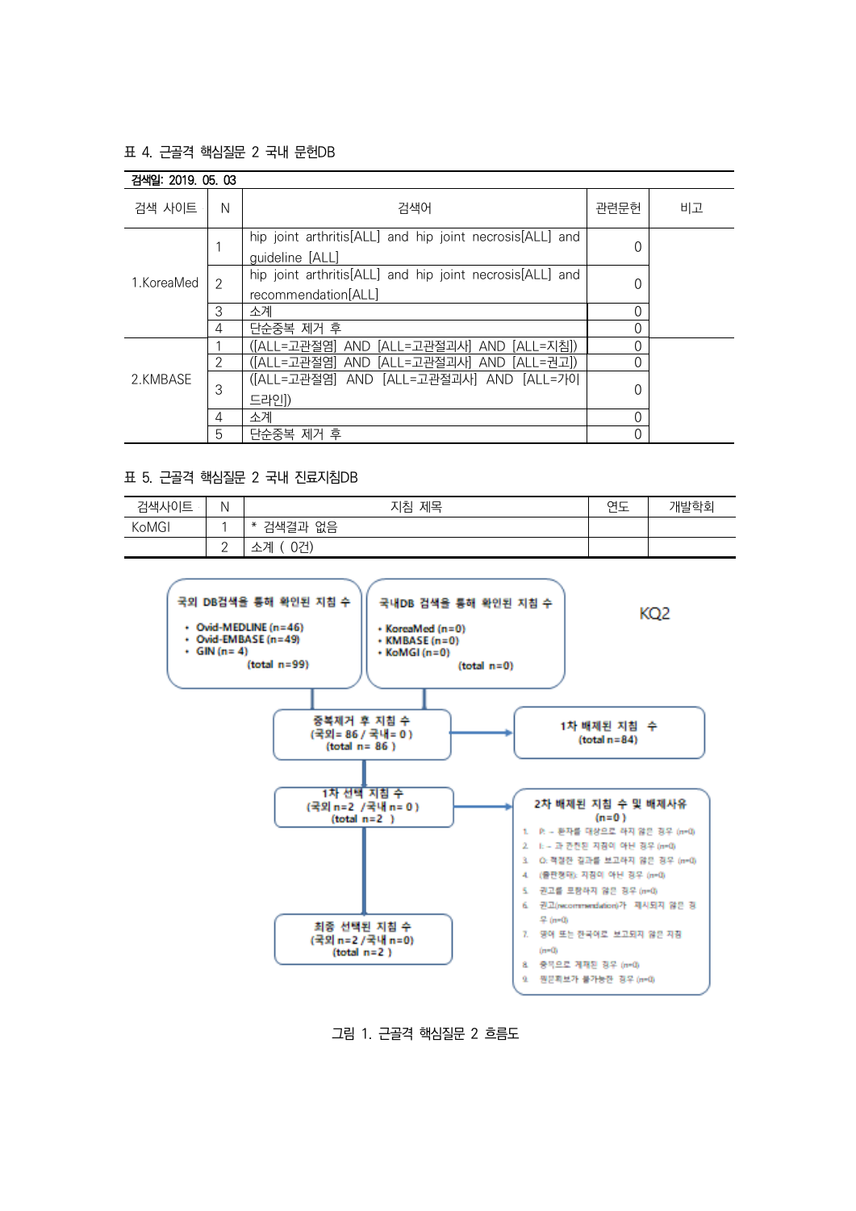표 4. 근골격 핵심질문 2 국내 문헌DB

검색일: 2019. 05. 03

| 검색 사이트 | N | 검색어 | 관련문헌 | 비고 |
|---|---|---|---|---|
| 1.KoreaMed | 1 | hip joint arthritis[ALL] and hip joint necrosis[ALL] and guideline [ALL] | 0 | |
| | 2 | hip joint arthritis[ALL] and hip joint necrosis[ALL] and recommendation[ALL] | 0 | |
| | 3 | 소계 | 0 | |
| | 4 | 단순중복 제거 후 | 0 | |
| 2.KMBASE | 1 | ([ALL=고관절염] AND [ALL=고관절괴사] AND [ALL=지침]) | 0 | |
| | 2 | ([ALL=고관절염] AND [ALL=고관절괴사] AND [ALL=권고]) | 0 | |
| | 3 | ([ALL=고관절염] AND [ALL=고관절괴사] AND [ALL=가이드라인]) | 0 | |
| | 4 | 소계 | 0 | |
| | 5 | 단순중복 제거 후 | 0 | |

표 5. 근골격 핵심질문 2 국내 진료지침DB

| 검색사이트 | N | 지침 제목 | 연도 | 개발학회 |
|---|---|---|---|---|
| KoMGI | 1 | * 검색결과 없음 | | |
| | 2 | 소계 ( 0건) | | |

KQ2

국외 DB검색을 통해 확인된 지침 수
- Ovid-MEDLINE (n=46)
- Ovid-EMBASE (n=49)
- GIN (n= 4)

(total n=99)

국내DB 검색을 통해 확인된 지침 수
- KoreaMed (n=0)
- KMBASE (n=0)
- KoMGI (n=0)

(total n=0)

중복제거 후 지침 수
(국외= 86 / 국내= 0 )
(total n= 86 )

1차 배제된 지침 수
(total n=84)

1차 선택 지침 수
(국외 n=2 /국내 n= 0 )
(total n=2 )

2차 배제된 지침 수 및 배제사유
(n=0 )
1. P: – 환자를 대상으로 하지 않은 경우 (n=0)
2. I: – 과 관련된 지침이 아닌 경우 (n=0)
3. O: 적절한 결과를 보고하지 않은 경우 (n=0)
4. (출판형태): 지침이 아닌 경우 (n=0)
5. 권고를 포함하지 않은 경우 (n=0)
6. 권고(recommendation)가 제시되지 않은 경우 (n=0)
7. 영어 또는 한국어로 보고되지 않은 지침 (n=0)
8. 중복으로 게재된 경우 (n=0)
9. 원문확보가 불가능한 경우 (n=0)

최종 선택된 지침 수
(국외 n=2 /국내 n=0)
(total n=2 )

그림 1. 근골격 핵심질문 2 흐름도